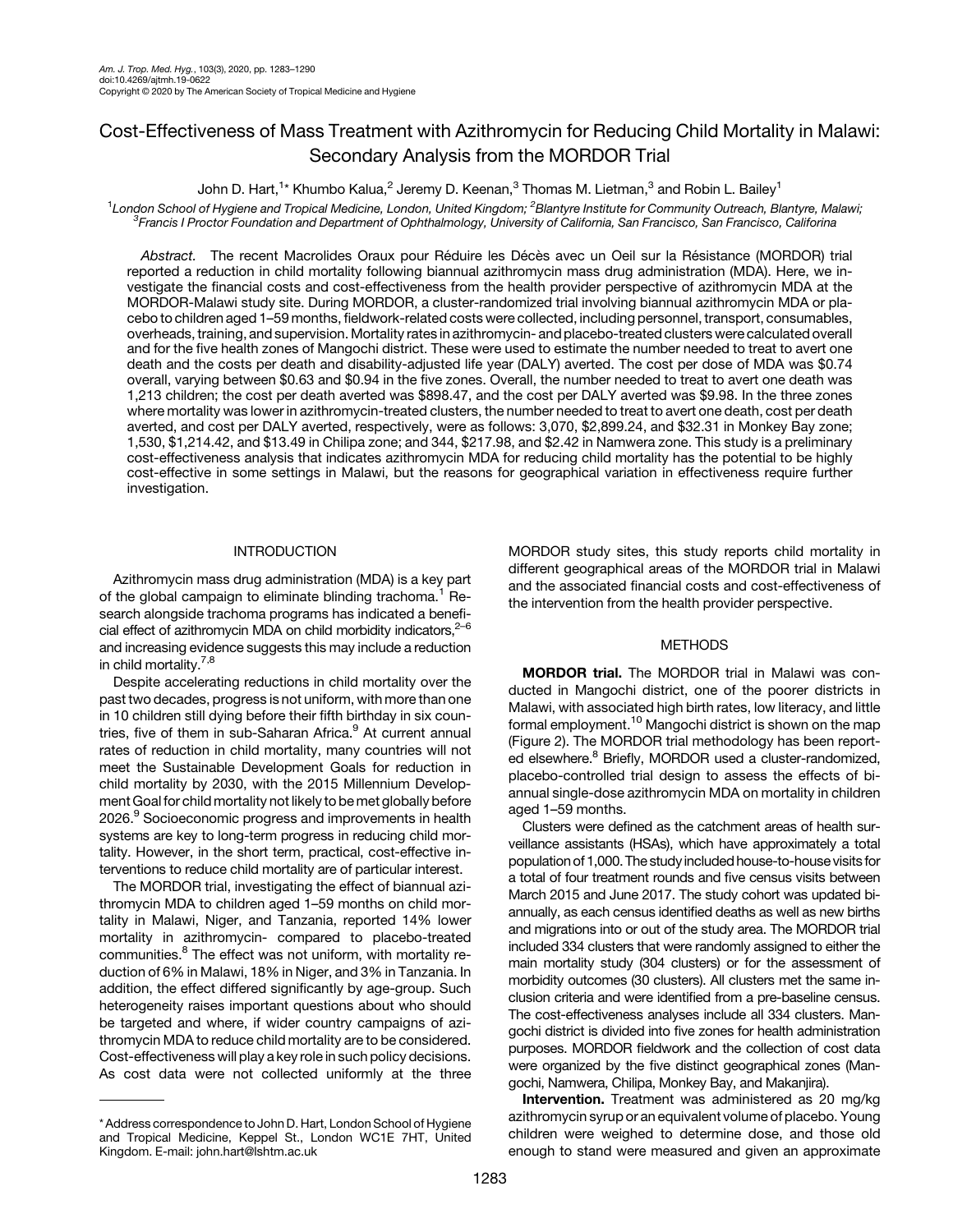# Cost-Effectiveness of Mass Treatment with Azithromycin for Reducing Child Mortality in Malawi: Secondary Analysis from the MORDOR Trial

John D. Hart,[1]* Khumbo Kalua,[2] Jeremy D. Keenan,[3] Thomas M. Lietman,[3] and Robin L. Bailey[1]

[1]*London School of Hygiene and Tropical Medicine, London, United Kingdom;* [2]*Blantyre Institute for Community Outreach, Blantyre, Malawi;* [3]*Francis I Proctor Foundation and Department of Ophthalmology, University of California, San Francisco, San Francisco, Califorina*

*Abstract.* The recent Macrolides Oraux pour Réduire les Décès avec un Oeil sur la Résistance (MORDOR) trial reported a reduction in child mortality following biannual azithromycin mass drug administration (MDA). Here, we investigate the financial costs and cost-effectiveness from the health provider perspective of azithromycin MDA at the MORDOR-Malawi study site. During MORDOR, a cluster-randomized trial involving biannual azithromycin MDA or placebo to children aged 1–59 months, fieldwork-related costs were collected, including personnel, transport, consumables, overheads, training, and supervision. Mortality rates in azithromycin- and placebo-treated clusters were calculated overall and for the five health zones of Mangochi district. These were used to estimate the number needed to treat to avert one death and the costs per death and disability-adjusted life year (DALY) averted. The cost per dose of MDA was $0.74 overall, varying between $0.63 and $0.94 in the five zones. Overall, the number needed to treat to avert one death was 1,213 children; the cost per death averted was $898.47, and the cost per DALY averted was $9.98. In the three zones where mortality was lower in azithromycin-treated clusters, the number needed to treat to avert one death, cost per death averted, and cost per DALY averted, respectively, were as follows: 3,070, $2,899.24, and $32.31 in Monkey Bay zone; 1,530, $1,214.42, and $13.49 in Chilipa zone; and 344, $217.98, and $2.42 in Namwera zone. This study is a preliminary cost-effectiveness analysis that indicates azithromycin MDA for reducing child mortality has the potential to be highly cost-effective in some settings in Malawi, but the reasons for geographical variation in effectiveness require further investigation.

## INTRODUCTION

Azithromycin mass drug administration (MDA) is a key part of the global campaign to eliminate blinding trachoma.[1] Research alongside trachoma programs has indicated a beneficial effect of azithromycin MDA on child morbidity indicators,[2–6] and increasing evidence suggests this may include a reduction in child mortality.[7,8]

Despite accelerating reductions in child mortality over the past two decades, progress is not uniform, with more than one in 10 children still dying before their fifth birthday in six countries, five of them in sub-Saharan Africa.[9] At current annual rates of reduction in child mortality, many countries will not meet the Sustainable Development Goals for reduction in child mortality by 2030, with the 2015 Millennium Development Goal for child mortality not likely to be met globally before 2026.[9] Socioeconomic progress and improvements in health systems are key to long-term progress in reducing child mortality. However, in the short term, practical, cost-effective interventions to reduce child mortality are of particular interest.

The MORDOR trial, investigating the effect of biannual azithromycin MDA to children aged 1–59 months on child mortality in Malawi, Niger, and Tanzania, reported 14% lower mortality in azithromycin- compared to placebo-treated communities.[8] The effect was not uniform, with mortality reduction of 6% in Malawi, 18% in Niger, and 3% in Tanzania. In addition, the effect differed significantly by age-group. Such heterogeneity raises important questions about who should be targeted and where, if wider country campaigns of azithromycin MDA to reduce child mortality are to be considered. Cost-effectiveness will play a key role in such policy decisions. As cost data were not collected uniformly at the three MORDOR study sites, this study reports child mortality in different geographical areas of the MORDOR trial in Malawi and the associated financial costs and cost-effectiveness of the intervention from the health provider perspective.

## METHODS

**MORDOR trial.** The MORDOR trial in Malawi was conducted in Mangochi district, one of the poorer districts in Malawi, with associated high birth rates, low literacy, and little formal employment.[10] Mangochi district is shown on the map (Figure 2). The MORDOR trial methodology has been reported elsewhere.[8] Briefly, MORDOR used a cluster-randomized, placebo-controlled trial design to assess the effects of biannual single-dose azithromycin MDA on mortality in children aged 1–59 months.

Clusters were defined as the catchment areas of health surveillance assistants (HSAs), which have approximately a total population of 1,000. The study included house-to-house visits for a total of four treatment rounds and five census visits between March 2015 and June 2017. The study cohort was updated biannually, as each census identified deaths as well as new births and migrations into or out of the study area. The MORDOR trial included 334 clusters that were randomly assigned to either the main mortality study (304 clusters) or for the assessment of morbidity outcomes (30 clusters). All clusters met the same inclusion criteria and were identified from a pre-baseline census. The cost-effectiveness analyses include all 334 clusters. Mangochi district is divided into five zones for health administration purposes. MORDOR fieldwork and the collection of cost data were organized by the five distinct geographical zones (Mangochi, Namwera, Chilipa, Monkey Bay, and Makanjira).

**Intervention.** Treatment was administered as 20 mg/kg azithromycin syrup or an equivalent volume of placebo. Young children were weighed to determine dose, and those old enough to stand were measured and given an approximate

---

* Address correspondence to John D. Hart, London School of Hygiene and Tropical Medicine, Keppel St., London WC1E 7HT, United Kingdom. E-mail: john.hart@lshtm.ac.uk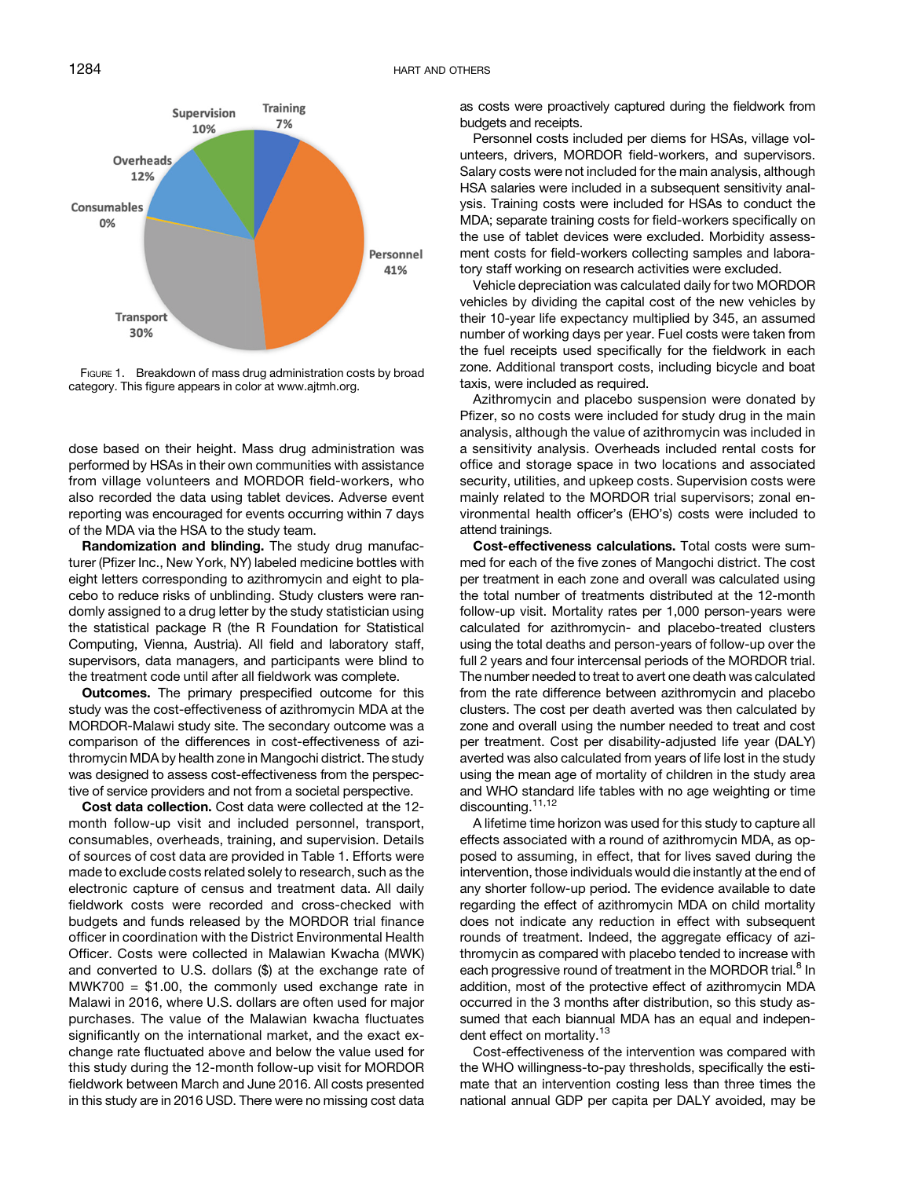Figure 1. Breakdown of mass drug administration costs by broad category. This figure appears in color at www.ajtmh.org.

dose based on their height. Mass drug administration was performed by HSAs in their own communities with assistance from village volunteers and MORDOR field-workers, who also recorded the data using tablet devices. Adverse event reporting was encouraged for events occurring within 7 days of the MDA via the HSA to the study team.

**Randomization and blinding.** The study drug manufacturer (Pfizer Inc., New York, NY) labeled medicine bottles with eight letters corresponding to azithromycin and eight to placebo to reduce risks of unblinding. Study clusters were randomly assigned to a drug letter by the study statistician using the statistical package R (the R Foundation for Statistical Computing, Vienna, Austria). All field and laboratory staff, supervisors, data managers, and participants were blind to the treatment code until after all fieldwork was complete.

**Outcomes.** The primary prespecified outcome for this study was the cost-effectiveness of azithromycin MDA at the MORDOR-Malawi study site. The secondary outcome was a comparison of the differences in cost-effectiveness of azithromycin MDA by health zone in Mangochi district. The study was designed to assess cost-effectiveness from the perspective of service providers and not from a societal perspective.

**Cost data collection.** Cost data were collected at the 12-month follow-up visit and included personnel, transport, consumables, overheads, training, and supervision. Details of sources of cost data are provided in Table 1. Efforts were made to exclude costs related solely to research, such as the electronic capture of census and treatment data. All daily fieldwork costs were recorded and cross-checked with budgets and funds released by the MORDOR trial finance officer in coordination with the District Environmental Health Officer. Costs were collected in Malawian Kwacha (MWK) and converted to U.S. dollars ($) at the exchange rate of MWK700 = $1.00, the commonly used exchange rate in Malawi in 2016, where U.S. dollars are often used for major purchases. The value of the Malawian kwacha fluctuates significantly on the international market, and the exact exchange rate fluctuated above and below the value used for this study during the 12-month follow-up visit for MORDOR fieldwork between March and June 2016. All costs presented in this study are in 2016 USD. There were no missing cost data as costs were proactively captured during the fieldwork from budgets and receipts.

Personnel costs included per diems for HSAs, village volunteers, drivers, MORDOR field-workers, and supervisors. Salary costs were not included for the main analysis, although HSA salaries were included in a subsequent sensitivity analysis. Training costs were included for HSAs to conduct the MDA; separate training costs for field-workers specifically on the use of tablet devices were excluded. Morbidity assessment costs for field-workers collecting samples and laboratory staff working on research activities were excluded.

Vehicle depreciation was calculated daily for two MORDOR vehicles by dividing the capital cost of the new vehicles by their 10-year life expectancy multiplied by 345, an assumed number of working days per year. Fuel costs were taken from the fuel receipts used specifically for the fieldwork in each zone. Additional transport costs, including bicycle and boat taxis, were included as required.

Azithromycin and placebo suspension were donated by Pfizer, so no costs were included for study drug in the main analysis, although the value of azithromycin was included in a sensitivity analysis. Overheads included rental costs for office and storage space in two locations and associated security, utilities, and upkeep costs. Supervision costs were mainly related to the MORDOR trial supervisors; zonal environmental health officer's (EHO's) costs were included to attend trainings.

**Cost-effectiveness calculations.** Total costs were summed for each of the five zones of Mangochi district. The cost per treatment in each zone and overall was calculated using the total number of treatments distributed at the 12-month follow-up visit. Mortality rates per 1,000 person-years were calculated for azithromycin- and placebo-treated clusters using the total deaths and person-years of follow-up over the full 2 years and four intercensal periods of the MORDOR trial. The number needed to treat to avert one death was calculated from the rate difference between azithromycin and placebo clusters. The cost per death averted was then calculated by zone and overall using the number needed to treat and cost per treatment. Cost per disability-adjusted life year (DALY) averted was also calculated from years of life lost in the study using the mean age of mortality of children in the study area and WHO standard life tables with no age weighting or time discounting.[11,12]

A lifetime time horizon was used for this study to capture all effects associated with a round of azithromycin MDA, as opposed to assuming, in effect, that for lives saved during the intervention, those individuals would die instantly at the end of any shorter follow-up period. The evidence available to date regarding the effect of azithromycin MDA on child mortality does not indicate any reduction in effect with subsequent rounds of treatment. Indeed, the aggregate efficacy of azithromycin as compared with placebo tended to increase with each progressive round of treatment in the MORDOR trial.[8] In addition, most of the protective effect of azithromycin MDA occurred in the 3 months after distribution, so this study assumed that each biannual MDA has an equal and independent effect on mortality.[13]

Cost-effectiveness of the intervention was compared with the WHO willingness-to-pay thresholds, specifically the estimate that an intervention costing less than three times the national annual GDP per capita per DALY avoided, may be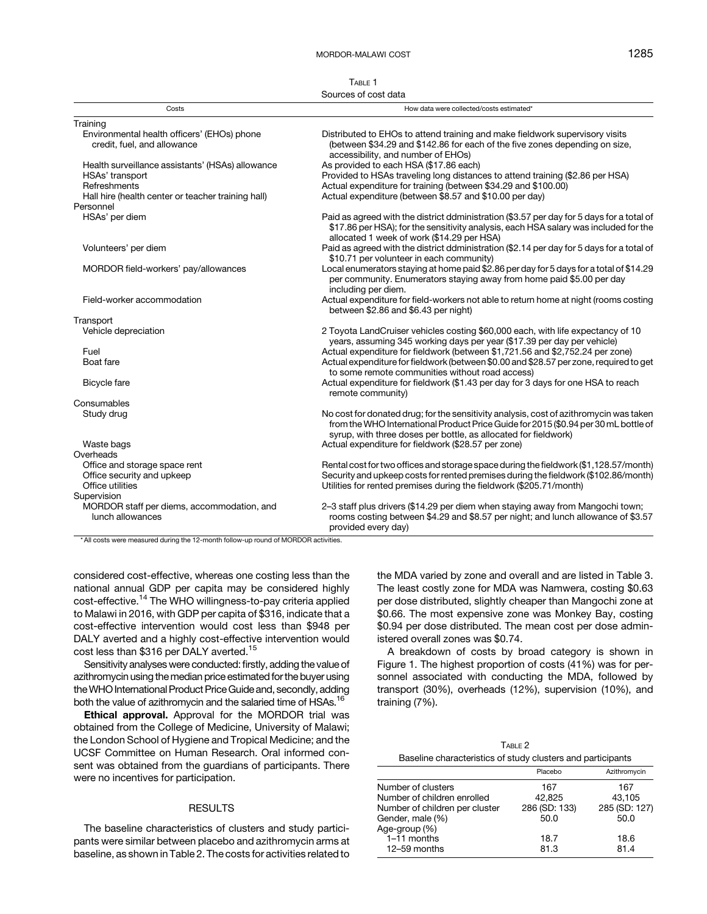Table 1
Sources of cost data

| Costs | How data were collected/costs estimated* |
|---|---|
| Training | |
| Environmental health officers' (EHOs) phone credit, fuel, and allowance | Distributed to EHOs to attend training and make fieldwork supervisory visits (between $34.29 and $142.86 for each of the five zones depending on size, accessibility, and number of EHOs) |
| Health surveillance assistants' (HSAs) allowance | As provided to each HSA ($17.86 each) |
| HSAs' transport | Provided to HSAs traveling long distances to attend training ($2.86 per HSA) |
| Refreshments | Actual expenditure for training (between $34.29 and $100.00) |
| Hall hire (health center or teacher training hall) | Actual expenditure (between $8.57 and $10.00 per day) |
| Personnel | |
| HSAs' per diem | Paid as agreed with the district ddministration ($3.57 per day for 5 days for a total of $17.86 per HSA); for the sensitivity analysis, each HSA salary was included for the allocated 1 week of work ($14.29 per HSA) |
| Volunteers' per diem | Paid as agreed with the district ddministration ($2.14 per day for 5 days for a total of $10.71 per volunteer in each community) |
| MORDOR field-workers' pay/allowances | Local enumerators staying at home paid $2.86 per day for 5 days for a total of $14.29 per community. Enumerators staying away from home paid $5.00 per day including per diem. |
| Field-worker accommodation | Actual expenditure for field-workers not able to return home at night (rooms costing between $2.86 and $6.43 per night) |
| Transport | |
| Vehicle depreciation | 2 Toyota LandCruiser vehicles costing $60,000 each, with life expectancy of 10 years, assuming 345 working days per year ($17.39 per day per vehicle) |
| Fuel | Actual expenditure for fieldwork (between $1,721.56 and $2,752.24 per zone) |
| Boat fare | Actual expenditure for fieldwork (between $0.00 and $28.57 per zone, required to get to some remote communities without road access) |
| Bicycle fare | Actual expenditure for fieldwork ($1.43 per day for 3 days for one HSA to reach remote community) |
| Consumables | |
| Study drug | No cost for donated drug; for the sensitivity analysis, cost of azithromycin was taken from the WHO International Product Price Guide for 2015 ($0.94 per 30 mL bottle of syrup, with three doses per bottle, as allocated for fieldwork) |
| Waste bags | Actual expenditure for fieldwork ($28.57 per zone) |
| Overheads | |
| Office and storage space rent | Rental cost for two offices and storage space during the fieldwork ($1,128.57/month) |
| Office security and upkeep | Security and upkeep costs for rented premises during the fieldwork ($102.86/month) |
| Office utilities | Utilities for rented premises during the fieldwork ($205.71/month) |
| Supervision | |
| MORDOR staff per diems, accommodation, and lunch allowances | 2–3 staff plus drivers ($14.29 per diem when staying away from Mangochi town; rooms costing between $4.29 and $8.57 per night; and lunch allowance of $3.57 provided every day) |

* All costs were measured during the 12-month follow-up round of MORDOR activities.

considered cost-effective, whereas one costing less than the national annual GDP per capita may be considered highly cost-effective.[14] The WHO willingness-to-pay criteria applied to Malawi in 2016, with GDP per capita of $316, indicate that a cost-effective intervention would cost less than $948 per DALY averted and a highly cost-effective intervention would cost less than $316 per DALY averted.[15]

Sensitivity analyses were conducted: firstly, adding the value of azithromycin using the median price estimated for the buyer using the WHO International Product Price Guide and, secondly, adding both the value of azithromycin and the salaried time of HSAs.[16]

**Ethical approval.** Approval for the MORDOR trial was obtained from the College of Medicine, University of Malawi; the London School of Hygiene and Tropical Medicine; and the UCSF Committee on Human Research. Oral informed consent was obtained from the guardians of participants. There were no incentives for participation.

## RESULTS

The baseline characteristics of clusters and study participants were similar between placebo and azithromycin arms at baseline, as shown in Table 2. The costs for activities related to the MDA varied by zone and overall and are listed in Table 3. The least costly zone for MDA was Namwera, costing $0.63 per dose distributed, slightly cheaper than Mangochi zone at $0.66. The most expensive zone was Monkey Bay, costing $0.94 per dose distributed. The mean cost per dose administered overall zones was $0.74.

A breakdown of costs by broad category is shown in Figure 1. The highest proportion of costs (41%) was for personnel associated with conducting the MDA, followed by transport (30%), overheads (12%), supervision (10%), and training (7%).

Table 2
Baseline characteristics of study clusters and participants

| | Placebo | Azithromycin |
|---|---|---|
| Number of clusters | 167 | 167 |
| Number of children enrolled | 42,825 | 43,105 |
| Number of children per cluster | 286 (SD: 133) | 285 (SD: 127) |
| Gender, male (%) | 50.0 | 50.0 |
| Age-group (%) | | |
| 1–11 months | 18.7 | 18.6 |
| 12–59 months | 81.3 | 81.4 |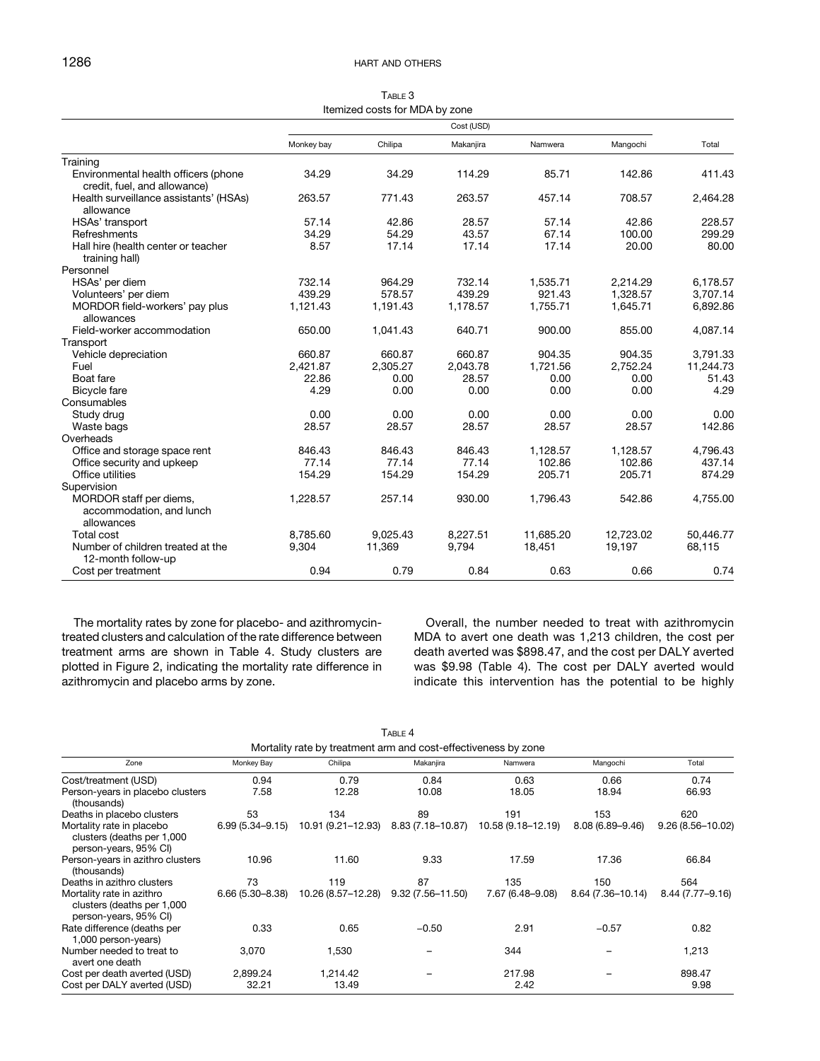Table 3
Itemized costs for MDA by zone

| | Cost (USD) | | | | | |
|---|---|---|---|---|---|---|
| | Monkey bay | Chilipa | Makanjira | Namwera | Mangochi | Total |
| Training | | | | | | |
| Environmental health officers (phone credit, fuel, and allowance) | 34.29 | 34.29 | 114.29 | 85.71 | 142.86 | 411.43 |
| Health surveillance assistants' (HSAs) allowance | 263.57 | 771.43 | 263.57 | 457.14 | 708.57 | 2,464.28 |
| HSAs' transport | 57.14 | 42.86 | 28.57 | 57.14 | 42.86 | 228.57 |
| Refreshments | 34.29 | 54.29 | 43.57 | 67.14 | 100.00 | 299.29 |
| Hall hire (health center or teacher training hall) | 8.57 | 17.14 | 17.14 | 17.14 | 20.00 | 80.00 |
| Personnel | | | | | | |
| HSAs' per diem | 732.14 | 964.29 | 732.14 | 1,535.71 | 2,214.29 | 6,178.57 |
| Volunteers' per diem | 439.29 | 578.57 | 439.29 | 921.43 | 1,328.57 | 3,707.14 |
| MORDOR field-workers' pay plus allowances | 1,121.43 | 1,191.43 | 1,178.57 | 1,755.71 | 1,645.71 | 6,892.86 |
| Field-worker accommodation | 650.00 | 1,041.43 | 640.71 | 900.00 | 855.00 | 4,087.14 |
| Transport | | | | | | |
| Vehicle depreciation | 660.87 | 660.87 | 660.87 | 904.35 | 904.35 | 3,791.33 |
| Fuel | 2,421.87 | 2,305.27 | 2,043.78 | 1,721.56 | 2,752.24 | 11,244.73 |
| Boat fare | 22.86 | 0.00 | 28.57 | 0.00 | 0.00 | 51.43 |
| Bicycle fare | 4.29 | 0.00 | 0.00 | 0.00 | 0.00 | 4.29 |
| Consumables | | | | | | |
| Study drug | 0.00 | 0.00 | 0.00 | 0.00 | 0.00 | 0.00 |
| Waste bags | 28.57 | 28.57 | 28.57 | 28.57 | 28.57 | 142.86 |
| Overheads | | | | | | |
| Office and storage space rent | 846.43 | 846.43 | 846.43 | 1,128.57 | 1,128.57 | 4,796.43 |
| Office security and upkeep | 77.14 | 77.14 | 77.14 | 102.86 | 102.86 | 437.14 |
| Office utilities | 154.29 | 154.29 | 154.29 | 205.71 | 205.71 | 874.29 |
| Supervision | | | | | | |
| MORDOR staff per diems, accommodation, and lunch allowances | 1,228.57 | 257.14 | 930.00 | 1,796.43 | 542.86 | 4,755.00 |
| Total cost | 8,785.60 | 9,025.43 | 8,227.51 | 11,685.20 | 12,723.02 | 50,446.77 |
| Number of children treated at the 12-month follow-up | 9,304 | 11,369 | 9,794 | 18,451 | 19,197 | 68,115 |
| Cost per treatment | 0.94 | 0.79 | 0.84 | 0.63 | 0.66 | 0.74 |

The mortality rates by zone for placebo- and azithromycin-treated clusters and calculation of the rate difference between treatment arms are shown in Table 4. Study clusters are plotted in Figure 2, indicating the mortality rate difference in azithromycin and placebo arms by zone.

Overall, the number needed to treat with azithromycin MDA to avert one death was 1,213 children, the cost per death averted was $898.47, and the cost per DALY averted was $9.98 (Table 4). The cost per DALY averted would indicate this intervention has the potential to be highly

Table 4
Mortality rate by treatment arm and cost-effectiveness by zone

| Zone | Monkey Bay | Chilipa | Makanjira | Namwera | Mangochi | Total |
|---|---|---|---|---|---|---|
| Cost/treatment (USD) | 0.94 | 0.79 | 0.84 | 0.63 | 0.66 | 0.74 |
| Person-years in placebo clusters (thousands) | 7.58 | 12.28 | 10.08 | 18.05 | 18.94 | 66.93 |
| Deaths in placebo clusters | 53 | 134 | 89 | 191 | 153 | 620 |
| Mortality rate in placebo clusters (deaths per 1,000 person-years, 95% CI) | 6.99 (5.34–9.15) | 10.91 (9.21–12.93) | 8.83 (7.18–10.87) | 10.58 (9.18–12.19) | 8.08 (6.89–9.46) | 9.26 (8.56–10.02) |
| Person-years in azithro clusters (thousands) | 10.96 | 11.60 | 9.33 | 17.59 | 17.36 | 66.84 |
| Deaths in azithro clusters | 73 | 119 | 87 | 135 | 150 | 564 |
| Mortality rate in azithro clusters (deaths per 1,000 person-years, 95% CI) | 6.66 (5.30–8.38) | 10.26 (8.57–12.28) | 9.32 (7.56–11.50) | 7.67 (6.48–9.08) | 8.64 (7.36–10.14) | 8.44 (7.77–9.16) |
| Rate difference (deaths per 1,000 person-years) | 0.33 | 0.65 | −0.50 | 2.91 | −0.57 | 0.82 |
| Number needed to treat to avert one death | 3,070 | 1,530 | – | 344 | – | 1,213 |
| Cost per death averted (USD) | 2,899.24 | 1,214.42 | – | 217.98 | – | 898.47 |
| Cost per DALY averted (USD) | 32.21 | 13.49 | – | 2.42 | – | 9.98 |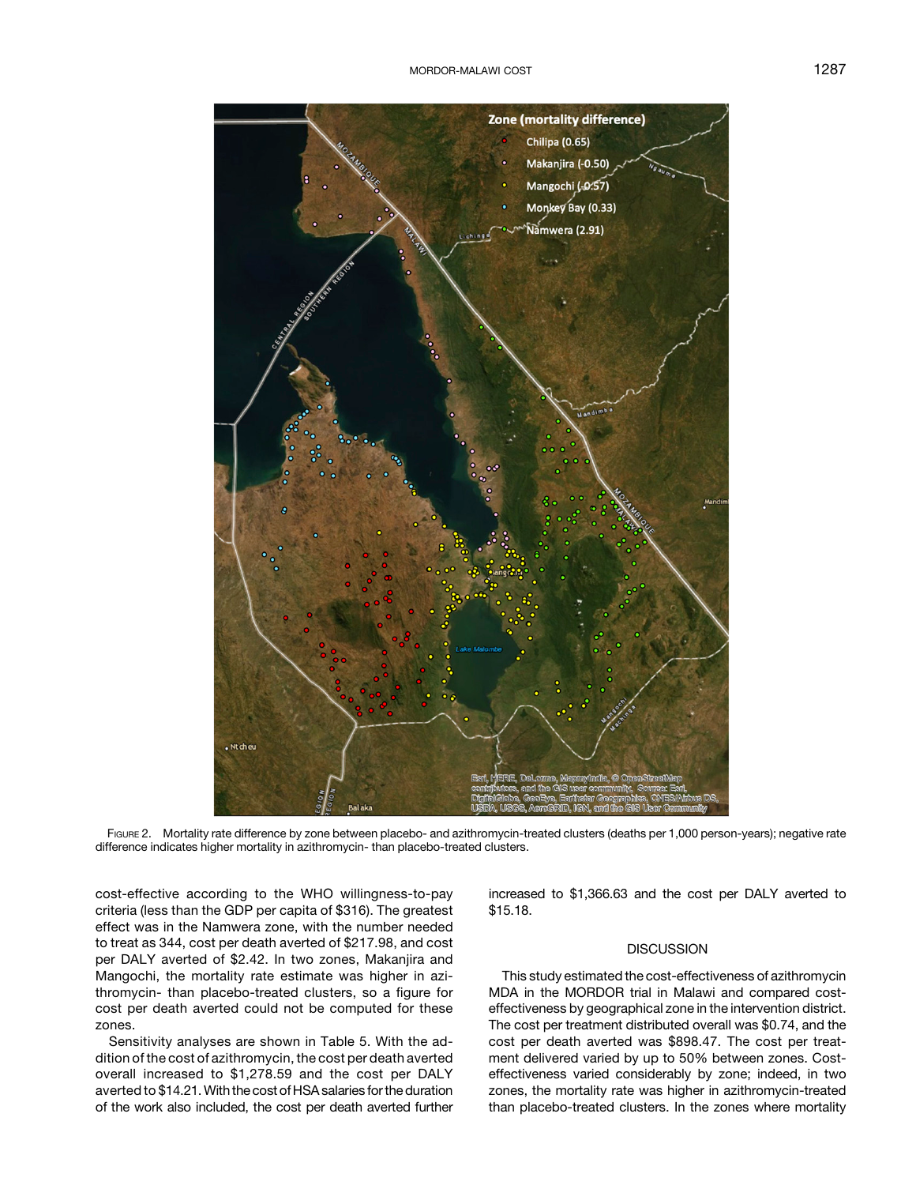Figure 2. Mortality rate difference by zone between placebo- and azithromycin-treated clusters (deaths per 1,000 person-years); negative rate difference indicates higher mortality in azithromycin- than placebo-treated clusters.

cost-effective according to the WHO willingness-to-pay criteria (less than the GDP per capita of $316). The greatest effect was in the Namwera zone, with the number needed to treat as 344, cost per death averted of $217.98, and cost per DALY averted of $2.42. In two zones, Makanjira and Mangochi, the mortality rate estimate was higher in azithromycin- than placebo-treated clusters, so a figure for cost per death averted could not be computed for these zones.

Sensitivity analyses are shown in Table 5. With the addition of the cost of azithromycin, the cost per death averted overall increased to $1,278.59 and the cost per DALY averted to $14.21. With the cost of HSA salaries for the duration of the work also included, the cost per death averted further increased to $1,366.63 and the cost per DALY averted to $15.18.

## DISCUSSION

This study estimated the cost-effectiveness of azithromycin MDA in the MORDOR trial in Malawi and compared cost-effectiveness by geographical zone in the intervention district. The cost per treatment distributed overall was $0.74, and the cost per death averted was $898.47. The cost per treatment delivered varied by up to 50% between zones. Cost-effectiveness varied considerably by zone; indeed, in two zones, the mortality rate was higher in azithromycin-treated than placebo-treated clusters. In the zones where mortality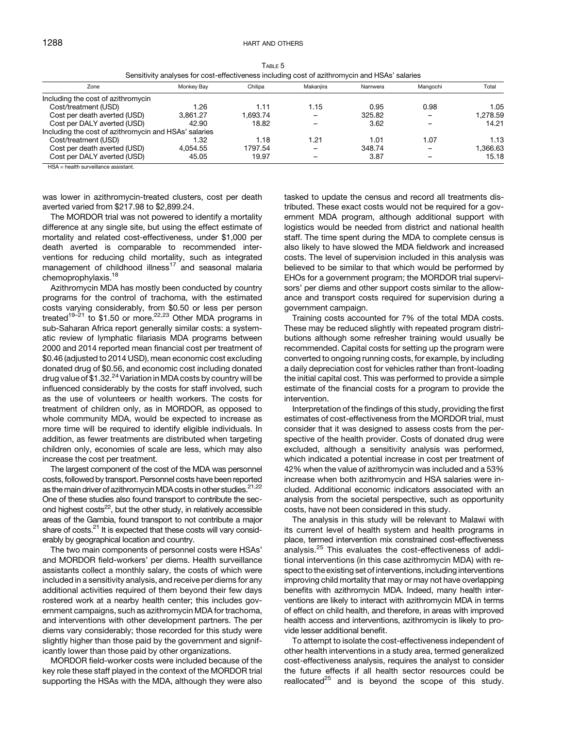TABLE 5

Sensitivity analyses for cost-effectiveness including cost of azithromycin and HSAs' salaries

| Zone | Monkey Bay | Chilipa | Makanjira | Namwera | Mangochi | Total |
|---|---|---|---|---|---|---|
| Including the cost of azithromycin | | | | | | |
| Cost/treatment (USD) | 1.26 | 1.11 | 1.15 | 0.95 | 0.98 | 1.05 |
| Cost per death averted (USD) | 3,861.27 | 1,693.74 | – | 325.82 | – | 1,278.59 |
| Cost per DALY averted (USD) | 42.90 | 18.82 | – | 3.62 | – | 14.21 |
| Including the cost of azithromycin and HSAs' salaries | | | | | | |
| Cost/treatment (USD) | 1.32 | 1.18 | 1.21 | 1.01 | 1.07 | 1.13 |
| Cost per death averted (USD) | 4,054.55 | 1797.54 | – | 348.74 | – | 1,366.63 |
| Cost per DALY averted (USD) | 45.05 | 19.97 | – | 3.87 | – | 15.18 |

HSA = health surveillance assistant.

was lower in azithromycin-treated clusters, cost per death averted varied from $217.98 to $2,899.24.

The MORDOR trial was not powered to identify a mortality difference at any single site, but using the effect estimate of mortality and related cost-effectiveness, under $1,000 per death averted is comparable to recommended interventions for reducing child mortality, such as integrated management of childhood illness[17] and seasonal malaria chemoprophylaxis.[18]

Azithromycin MDA has mostly been conducted by country programs for the control of trachoma, with the estimated costs varying considerably, from $0.50 or less per person treated[19–21] to $1.50 or more.[22,23] Other MDA programs in sub-Saharan Africa report generally similar costs: a systematic review of lymphatic filariasis MDA programs between 2000 and 2014 reported mean financial cost per treatment of $0.46 (adjusted to 2014 USD), mean economic cost excluding donated drug of $0.56, and economic cost including donated drug value of $1.32.[24] Variation in MDA costs by country will be influenced considerably by the costs for staff involved, such as the use of volunteers or health workers. The costs for treatment of children only, as in MORDOR, as opposed to whole community MDA, would be expected to increase as more time will be required to identify eligible individuals. In addition, as fewer treatments are distributed when targeting children only, economies of scale are less, which may also increase the cost per treatment.

The largest component of the cost of the MDA was personnel costs, followed by transport. Personnel costs have been reported as the main driver of azithromycin MDA costs in other studies.[21,22] One of these studies also found transport to contribute the second highest costs[22], but the other study, in relatively accessible areas of the Gambia, found transport to not contribute a major share of costs.[21] It is expected that these costs will vary considerably by geographical location and country.

The two main components of personnel costs were HSAs' and MORDOR field-workers' per diems. Health surveillance assistants collect a monthly salary, the costs of which were included in a sensitivity analysis, and receive per diems for any additional activities required of them beyond their few days rostered work at a nearby health center; this includes government campaigns, such as azithromycin MDA for trachoma, and interventions with other development partners. The per diems vary considerably; those recorded for this study were slightly higher than those paid by the government and significantly lower than those paid by other organizations.

MORDOR field-worker costs were included because of the key role these staff played in the context of the MORDOR trial supporting the HSAs with the MDA, although they were also tasked to update the census and record all treatments distributed. These exact costs would not be required for a government MDA program, although additional support with logistics would be needed from district and national health staff. The time spent during the MDA to complete census is also likely to have slowed the MDA fieldwork and increased costs. The level of supervision included in this analysis was believed to be similar to that which would be performed by EHOs for a government program; the MORDOR trial supervisors' per diems and other support costs similar to the allowance and transport costs required for supervision during a government campaign.

Training costs accounted for 7% of the total MDA costs. These may be reduced slightly with repeated program distributions although some refresher training would usually be recommended. Capital costs for setting up the program were converted to ongoing running costs, for example, by including a daily depreciation cost for vehicles rather than front-loading the initial capital cost. This was performed to provide a simple estimate of the financial costs for a program to provide the intervention.

Interpretation of the findings of this study, providing the first estimates of cost-effectiveness from the MORDOR trial, must consider that it was designed to assess costs from the perspective of the health provider. Costs of donated drug were excluded, although a sensitivity analysis was performed, which indicated a potential increase in cost per treatment of 42% when the value of azithromycin was included and a 53% increase when both azithromycin and HSA salaries were included. Additional economic indicators associated with an analysis from the societal perspective, such as opportunity costs, have not been considered in this study.

The analysis in this study will be relevant to Malawi with its current level of health system and health programs in place, termed intervention mix constrained cost-effectiveness analysis.[25] This evaluates the cost-effectiveness of additional interventions (in this case azithromycin MDA) with respect to the existing set of interventions, including interventions improving child mortality that may or may not have overlapping benefits with azithromycin MDA. Indeed, many health interventions are likely to interact with azithromycin MDA in terms of effect on child health, and therefore, in areas with improved health access and interventions, azithromycin is likely to provide lesser additional benefit.

To attempt to isolate the cost-effectiveness independent of other health interventions in a study area, termed generalized cost-effectiveness analysis, requires the analyst to consider the future effects if all health sector resources could be reallocated[25] and is beyond the scope of this study.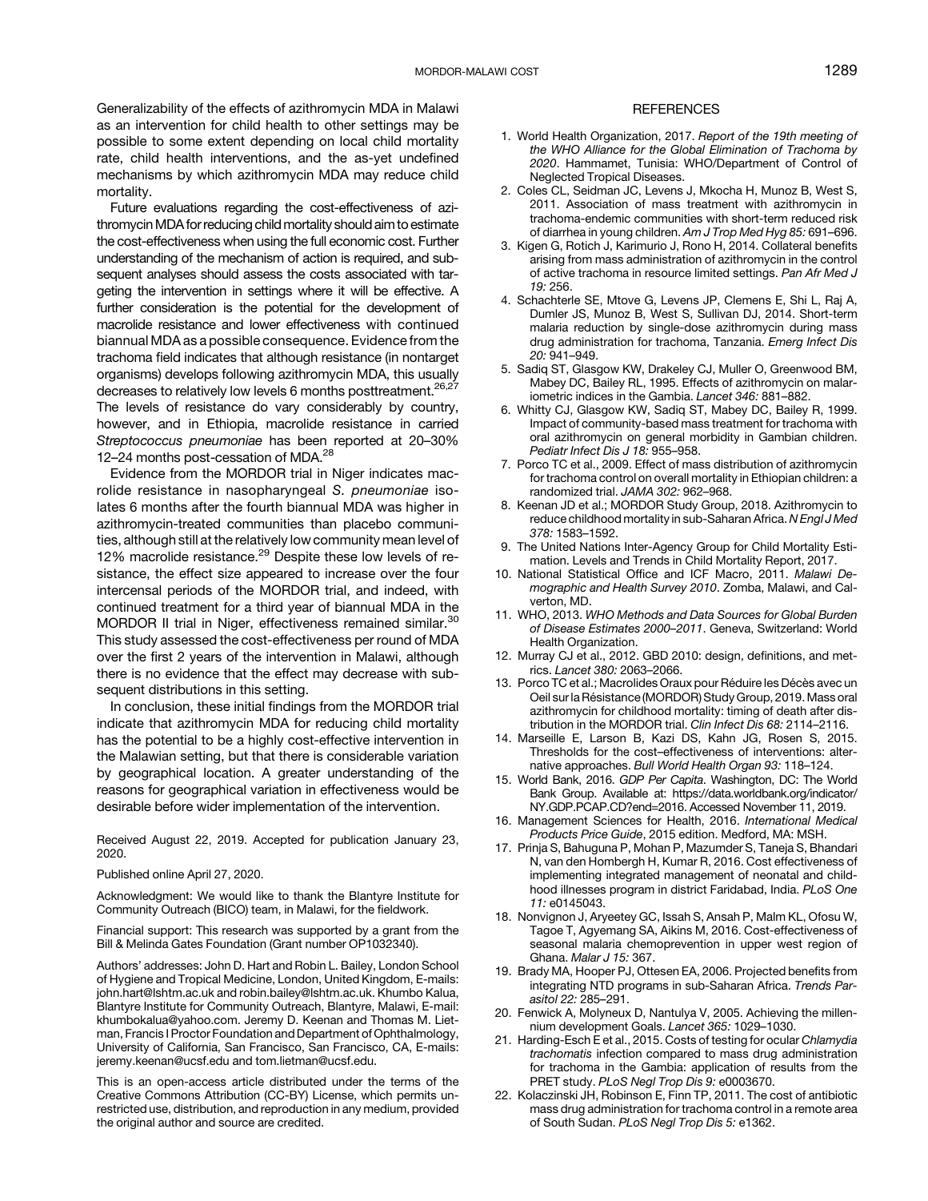Generalizability of the effects of azithromycin MDA in Malawi as an intervention for child health to other settings may be possible to some extent depending on local child mortality rate, child health interventions, and the as-yet undefined mechanisms by which azithromycin MDA may reduce child mortality.

Future evaluations regarding the cost-effectiveness of azithromycin MDA for reducing child mortality should aim to estimate the cost-effectiveness when using the full economic cost. Further understanding of the mechanism of action is required, and subsequent analyses should assess the costs associated with targeting the intervention in settings where it will be effective. A further consideration is the potential for the development of macrolide resistance and lower effectiveness with continued biannual MDA as a possible consequence. Evidence from the trachoma field indicates that although resistance (in nontarget organisms) develops following azithromycin MDA, this usually decreases to relatively low levels 6 months posttreatment.[26,27] The levels of resistance do vary considerably by country, however, and in Ethiopia, macrolide resistance in carried *Streptococcus pneumoniae* has been reported at 20–30% 12–24 months post-cessation of MDA.[28]

Evidence from the MORDOR trial in Niger indicates macrolide resistance in nasopharyngeal *S. pneumoniae* isolates 6 months after the fourth biannual MDA was higher in azithromycin-treated communities than placebo communities, although still at the relatively low community mean level of 12% macrolide resistance.[29] Despite these low levels of resistance, the effect size appeared to increase over the four intercensal periods of the MORDOR trial, and indeed, with continued treatment for a third year of biannual MDA in the MORDOR II trial in Niger, effectiveness remained similar.[30] This study assessed the cost-effectiveness per round of MDA over the first 2 years of the intervention in Malawi, although there is no evidence that the effect may decrease with subsequent distributions in this setting.

In conclusion, these initial findings from the MORDOR trial indicate that azithromycin MDA for reducing child mortality has the potential to be a highly cost-effective intervention in the Malawian setting, but that there is considerable variation by geographical location. A greater understanding of the reasons for geographical variation in effectiveness would be desirable before wider implementation of the intervention.

Received August 22, 2019. Accepted for publication January 23, 2020.

Published online April 27, 2020.

Acknowledgment: We would like to thank the Blantyre Institute for Community Outreach (BICO) team, in Malawi, for the fieldwork.

Financial support: This research was supported by a grant from the Bill & Melinda Gates Foundation (Grant number OP1032340).

Authors' addresses: John D. Hart and Robin L. Bailey, London School of Hygiene and Tropical Medicine, London, United Kingdom, E-mails: john.hart@lshtm.ac.uk and robin.bailey@lshtm.ac.uk. Khumbo Kalua, Blantyre Institute for Community Outreach, Blantyre, Malawi, E-mail: khumbokalua@yahoo.com. Jeremy D. Keenan and Thomas M. Lietman, Francis I Proctor Foundation and Department of Ophthalmology, University of California, San Francisco, San Francisco, CA, E-mails: jeremy.keenan@ucsf.edu and tom.lietman@ucsf.edu.

This is an open-access article distributed under the terms of the Creative Commons Attribution (CC-BY) License, which permits unrestricted use, distribution, and reproduction in any medium, provided the original author and source are credited.

## REFERENCES

1. World Health Organization, 2017. *Report of the 19th meeting of the WHO Alliance for the Global Elimination of Trachoma by 2020*. Hammamet, Tunisia: WHO/Department of Control of Neglected Tropical Diseases.
2. Coles CL, Seidman JC, Levens J, Mkocha H, Munoz B, West S, 2011. Association of mass treatment with azithromycin in trachoma-endemic communities with short-term reduced risk of diarrhea in young children. *Am J Trop Med Hyg 85:* 691–696.
3. Kigen G, Rotich J, Karimurio J, Rono H, 2014. Collateral benefits arising from mass administration of azithromycin in the control of active trachoma in resource limited settings. *Pan Afr Med J 19:* 256.
4. Schachterle SE, Mtove G, Levens JP, Clemens E, Shi L, Raj A, Dumler JS, Munoz B, West S, Sullivan DJ, 2014. Short-term malaria reduction by single-dose azithromycin during mass drug administration for trachoma, Tanzania. *Emerg Infect Dis 20:* 941–949.
5. Sadiq ST, Glasgow KW, Drakeley CJ, Muller O, Greenwood BM, Mabey DC, Bailey RL, 1995. Effects of azithromycin on malariometric indices in the Gambia. *Lancet 346:* 881–882.
6. Whitty CJ, Glasgow KW, Sadiq ST, Mabey DC, Bailey R, 1999. Impact of community-based mass treatment for trachoma with oral azithromycin on general morbidity in Gambian children. *Pediatr Infect Dis J 18:* 955–958.
7. Porco TC et al., 2009. Effect of mass distribution of azithromycin for trachoma control on overall mortality in Ethiopian children: a randomized trial. *JAMA 302:* 962–968.
8. Keenan JD et al.; MORDOR Study Group, 2018. Azithromycin to reduce childhood mortality in sub-Saharan Africa. *N Engl J Med 378:* 1583–1592.
9. The United Nations Inter-Agency Group for Child Mortality Estimation. Levels and Trends in Child Mortality Report, 2017.
10. National Statistical Office and ICF Macro, 2011. *Malawi Demographic and Health Survey 2010*. Zomba, Malawi, and Calverton, MD.
11. WHO, 2013. *WHO Methods and Data Sources for Global Burden of Disease Estimates 2000–2011*. Geneva, Switzerland: World Health Organization.
12. Murray CJ et al., 2012. GBD 2010: design, definitions, and metrics. *Lancet 380:* 2063–2066.
13. Porco TC et al.; Macrolides Oraux pour Réduire les Décès avec un Oeil sur la Résistance (MORDOR) Study Group, 2019. Mass oral azithromycin for childhood mortality: timing of death after distribution in the MORDOR trial. *Clin Infect Dis 68:* 2114–2116.
14. Marseille E, Larson B, Kazi DS, Kahn JG, Rosen S, 2015. Thresholds for the cost–effectiveness of interventions: alternative approaches. *Bull World Health Organ 93:* 118–124.
15. World Bank, 2016. *GDP Per Capita*. Washington, DC: The World Bank Group. Available at: https://data.worldbank.org/indicator/NY.GDP.PCAP.CD?end=2016. Accessed November 11, 2019.
16. Management Sciences for Health, 2016. *International Medical Products Price Guide*, 2015 edition. Medford, MA: MSH.
17. Prinja S, Bahuguna P, Mohan P, Mazumder S, Taneja S, Bhandari N, van den Hombergh H, Kumar R, 2016. Cost effectiveness of implementing integrated management of neonatal and childhood illnesses program in district Faridabad, India. *PLoS One 11:* e0145043.
18. Nonvignon J, Aryeetey GC, Issah S, Ansah P, Malm KL, Ofosu W, Tagoe T, Agyemang SA, Aikins M, 2016. Cost-effectiveness of seasonal malaria chemoprevention in upper west region of Ghana. *Malar J 15:* 367.
19. Brady MA, Hooper PJ, Ottesen EA, 2006. Projected benefits from integrating NTD programs in sub-Saharan Africa. *Trends Parasitol 22:* 285–291.
20. Fenwick A, Molyneux D, Nantulya V, 2005. Achieving the millennium development Goals. *Lancet 365:* 1029–1030.
21. Harding-Esch E et al., 2015. Costs of testing for ocular *Chlamydia trachomatis* infection compared to mass drug administration for trachoma in the Gambia: application of results from the PRET study. *PLoS Negl Trop Dis 9:* e0003670.
22. Kolaczinski JH, Robinson E, Finn TP, 2011. The cost of antibiotic mass drug administration for trachoma control in a remote area of South Sudan. *PLoS Negl Trop Dis 5:* e1362.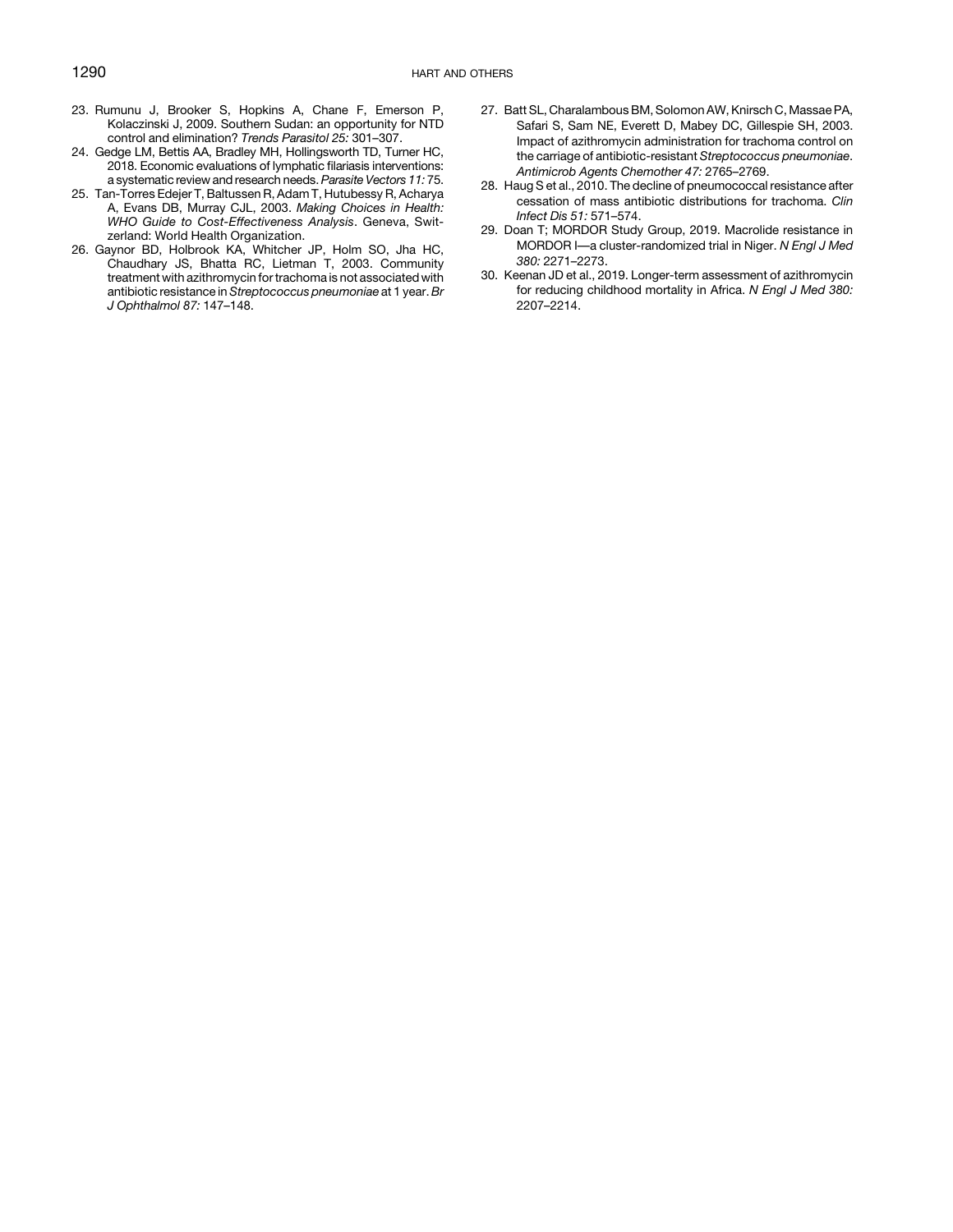23. Rumunu J, Brooker S, Hopkins A, Chane F, Emerson P, Kolaczinski J, 2009. Southern Sudan: an opportunity for NTD control and elimination? *Trends Parasitol 25:* 301–307.
24. Gedge LM, Bettis AA, Bradley MH, Hollingsworth TD, Turner HC, 2018. Economic evaluations of lymphatic filariasis interventions: a systematic review and research needs. *Parasite Vectors 11:* 75.
25. Tan-Torres Edejer T, Baltussen R, Adam T, Hutubessy R, Acharya A, Evans DB, Murray CJL, 2003. *Making Choices in Health: WHO Guide to Cost-Effectiveness Analysis*. Geneva, Switzerland: World Health Organization.
26. Gaynor BD, Holbrook KA, Whitcher JP, Holm SO, Jha HC, Chaudhary JS, Bhatta RC, Lietman T, 2003. Community treatment with azithromycin for trachoma is not associated with antibiotic resistance in *Streptococcus pneumoniae* at 1 year. *Br J Ophthalmol 87:* 147–148.
27. Batt SL, Charalambous BM, Solomon AW, Knirsch C, Massae PA, Safari S, Sam NE, Everett D, Mabey DC, Gillespie SH, 2003. Impact of azithromycin administration for trachoma control on the carriage of antibiotic-resistant *Streptococcus pneumoniae*. *Antimicrob Agents Chemother 47:* 2765–2769.
28. Haug S et al., 2010. The decline of pneumococcal resistance after cessation of mass antibiotic distributions for trachoma. *Clin Infect Dis 51:* 571–574.
29. Doan T; MORDOR Study Group, 2019. Macrolide resistance in MORDOR I—a cluster-randomized trial in Niger. *N Engl J Med 380:* 2271–2273.
30. Keenan JD et al., 2019. Longer-term assessment of azithromycin for reducing childhood mortality in Africa. *N Engl J Med 380:* 2207–2214.